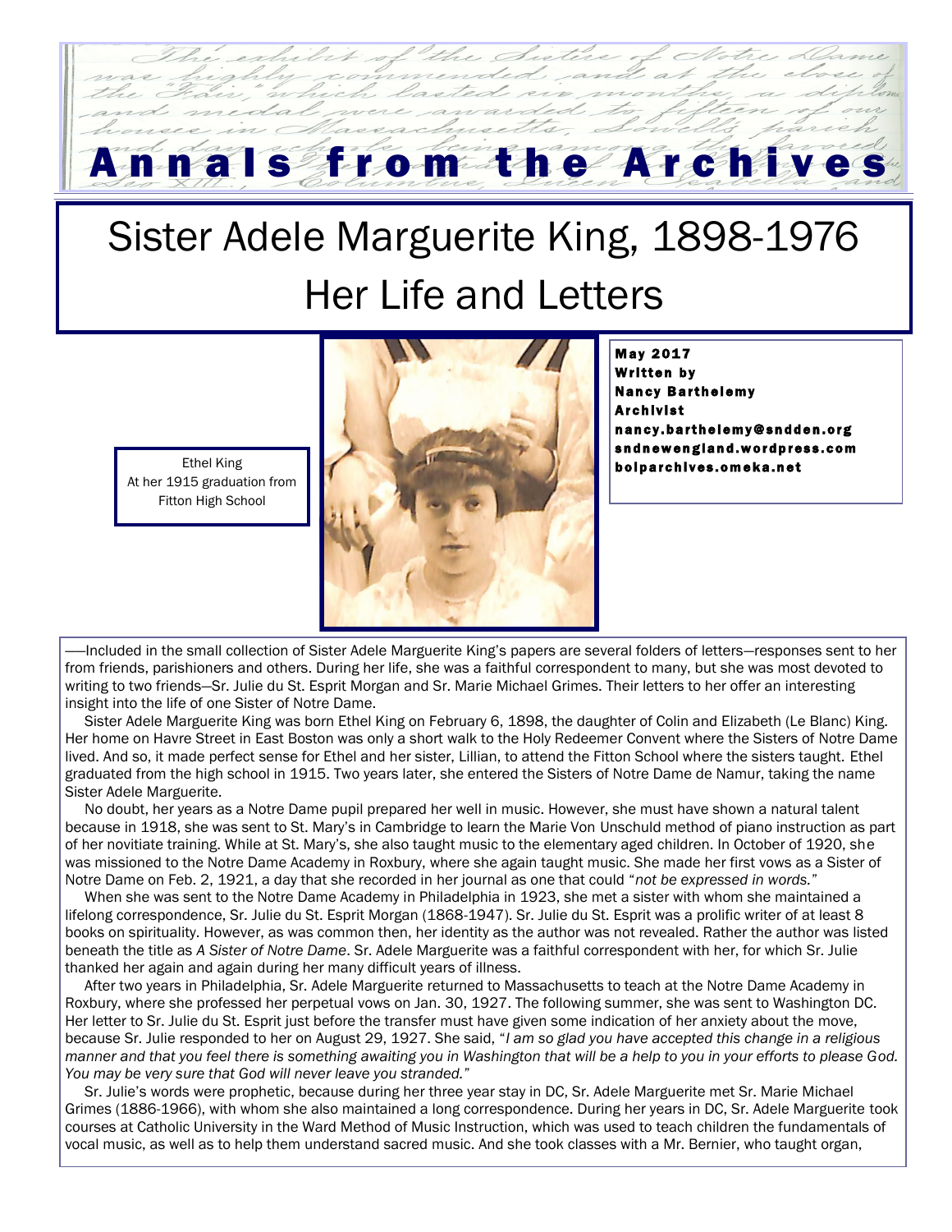# Annals from the Archives

# Sister Adele Marguerite King, 1898-1976
## Her Life and Letters

Ethel King
At her 1915 graduation from Fitton High School

**May 2017**
**Written by**
**Nancy Barthelemy**
**Archivist**
**nancy.barthelemy@sndden.org**
**sndnewengland.wordpress.com**
**bolparchives.omeka.net**

—Included in the small collection of Sister Adele Marguerite King's papers are several folders of letters—responses sent to her from friends, parishioners and others. During her life, she was a faithful correspondent to many, but she was most devoted to writing to two friends—Sr. Julie du St. Esprit Morgan and Sr. Marie Michael Grimes. Their letters to her offer an interesting insight into the life of one Sister of Notre Dame.

Sister Adele Marguerite King was born Ethel King on February 6, 1898, the daughter of Colin and Elizabeth (Le Blanc) King. Her home on Havre Street in East Boston was only a short walk to the Holy Redeemer Convent where the Sisters of Notre Dame lived. And so, it made perfect sense for Ethel and her sister, Lillian, to attend the Fitton School where the sisters taught. Ethel graduated from the high school in 1915. Two years later, she entered the Sisters of Notre Dame de Namur, taking the name Sister Adele Marguerite.

No doubt, her years as a Notre Dame pupil prepared her well in music. However, she must have shown a natural talent because in 1918, she was sent to St. Mary's in Cambridge to learn the Marie Von Unschuld method of piano instruction as part of her novitiate training. While at St. Mary's, she also taught music to the elementary aged children. In October of 1920, she was missioned to the Notre Dame Academy in Roxbury, where she again taught music. She made her first vows as a Sister of Notre Dame on Feb. 2, 1921, a day that she recorded in her journal as one that could "*not be expressed in words.*"

When she was sent to the Notre Dame Academy in Philadelphia in 1923, she met a sister with whom she maintained a lifelong correspondence, Sr. Julie du St. Esprit Morgan (1868-1947). Sr. Julie du St. Esprit was a prolific writer of at least 8 books on spirituality. However, as was common then, her identity as the author was not revealed. Rather the author was listed beneath the title as *A Sister of Notre Dame*. Sr. Adele Marguerite was a faithful correspondent with her, for which Sr. Julie thanked her again and again during her many difficult years of illness.

After two years in Philadelphia, Sr. Adele Marguerite returned to Massachusetts to teach at the Notre Dame Academy in Roxbury, where she professed her perpetual vows on Jan. 30, 1927. The following summer, she was sent to Washington DC. Her letter to Sr. Julie du St. Esprit just before the transfer must have given some indication of her anxiety about the move, because Sr. Julie responded to her on August 29, 1927. She said, "*I am so glad you have accepted this change in a religious manner and that you feel there is something awaiting you in Washington that will be a help to you in your efforts to please God. You may be very sure that God will never leave you stranded.*"

Sr. Julie's words were prophetic, because during her three year stay in DC, Sr. Adele Marguerite met Sr. Marie Michael Grimes (1886-1966), with whom she also maintained a long correspondence. During her years in DC, Sr. Adele Marguerite took courses at Catholic University in the Ward Method of Music Instruction, which was used to teach children the fundamentals of vocal music, as well as to help them understand sacred music. And she took classes with a Mr. Bernier, who taught organ,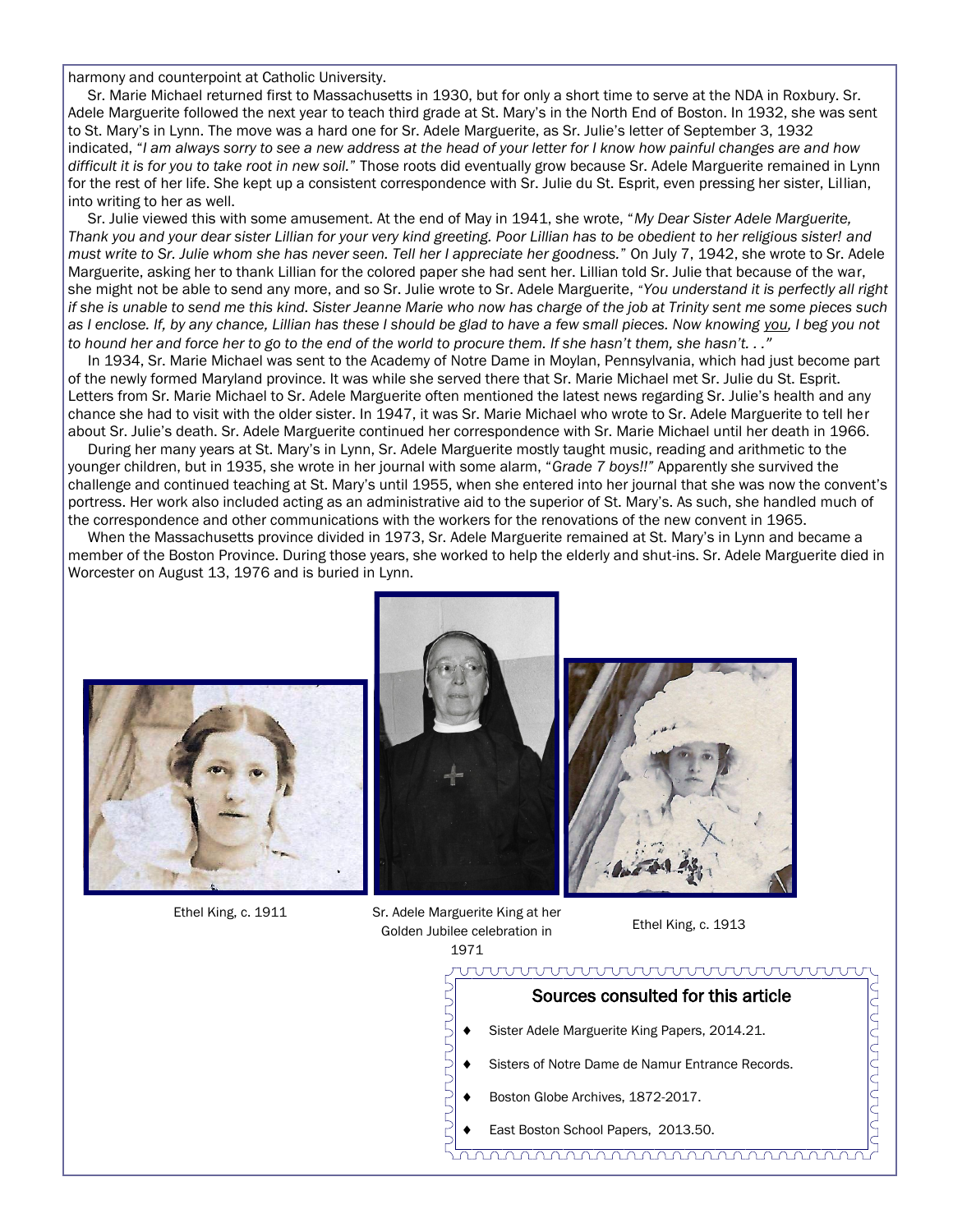harmony and counterpoint at Catholic University.

Sr. Marie Michael returned first to Massachusetts in 1930, but for only a short time to serve at the NDA in Roxbury. Sr. Adele Marguerite followed the next year to teach third grade at St. Mary's in the North End of Boston. In 1932, she was sent to St. Mary's in Lynn. The move was a hard one for Sr. Adele Marguerite, as Sr. Julie's letter of September 3, 1932 indicated, "*I am always sorry to see a new address at the head of your letter for I know how painful changes are and how difficult it is for you to take root in new soil.*" Those roots did eventually grow because Sr. Adele Marguerite remained in Lynn for the rest of her life. She kept up a consistent correspondence with Sr. Julie du St. Esprit, even pressing her sister, Lillian, into writing to her as well.

Sr. Julie viewed this with some amusement. At the end of May in 1941, she wrote, "*My Dear Sister Adele Marguerite, Thank you and your dear sister Lillian for your very kind greeting. Poor Lillian has to be obedient to her religious sister! and must write to Sr. Julie whom she has never seen. Tell her I appreciate her goodness.*" On July 7, 1942, she wrote to Sr. Adele Marguerite, asking her to thank Lillian for the colored paper she had sent her. Lillian told Sr. Julie that because of the war, she might not be able to send any more, and so Sr. Julie wrote to Sr. Adele Marguerite, "*You understand it is perfectly all right if she is unable to send me this kind. Sister Jeanne Marie who now has charge of the job at Trinity sent me some pieces such as I enclose. If, by any chance, Lillian has these I should be glad to have a few small pieces. Now knowing you, I beg you not to hound her and force her to go to the end of the world to procure them. If she hasn't them, she hasn't. . .*"

In 1934, Sr. Marie Michael was sent to the Academy of Notre Dame in Moylan, Pennsylvania, which had just become part of the newly formed Maryland province. It was while she served there that Sr. Marie Michael met Sr. Julie du St. Esprit. Letters from Sr. Marie Michael to Sr. Adele Marguerite often mentioned the latest news regarding Sr. Julie's health and any chance she had to visit with the older sister. In 1947, it was Sr. Marie Michael who wrote to Sr. Adele Marguerite to tell her about Sr. Julie's death. Sr. Adele Marguerite continued her correspondence with Sr. Marie Michael until her death in 1966.

During her many years at St. Mary's in Lynn, Sr. Adele Marguerite mostly taught music, reading and arithmetic to the younger children, but in 1935, she wrote in her journal with some alarm, "*Grade 7 boys!!*" Apparently she survived the challenge and continued teaching at St. Mary's until 1955, when she entered into her journal that she was now the convent's portress. Her work also included acting as an administrative aid to the superior of St. Mary's. As such, she handled much of the correspondence and other communications with the workers for the renovations of the new convent in 1965.

When the Massachusetts province divided in 1973, Sr. Adele Marguerite remained at St. Mary's in Lynn and became a member of the Boston Province. During those years, she worked to help the elderly and shut-ins. Sr. Adele Marguerite died in Worcester on August 13, 1976 and is buried in Lynn.

Ethel King, c. 1911

Sr. Adele Marguerite King at her Golden Jubilee celebration in 1971

Ethel King, c. 1913

### Sources consulted for this article

- Sister Adele Marguerite King Papers, 2014.21.
- Sisters of Notre Dame de Namur Entrance Records.
- Boston Globe Archives, 1872-2017.
- East Boston School Papers, 2013.50.